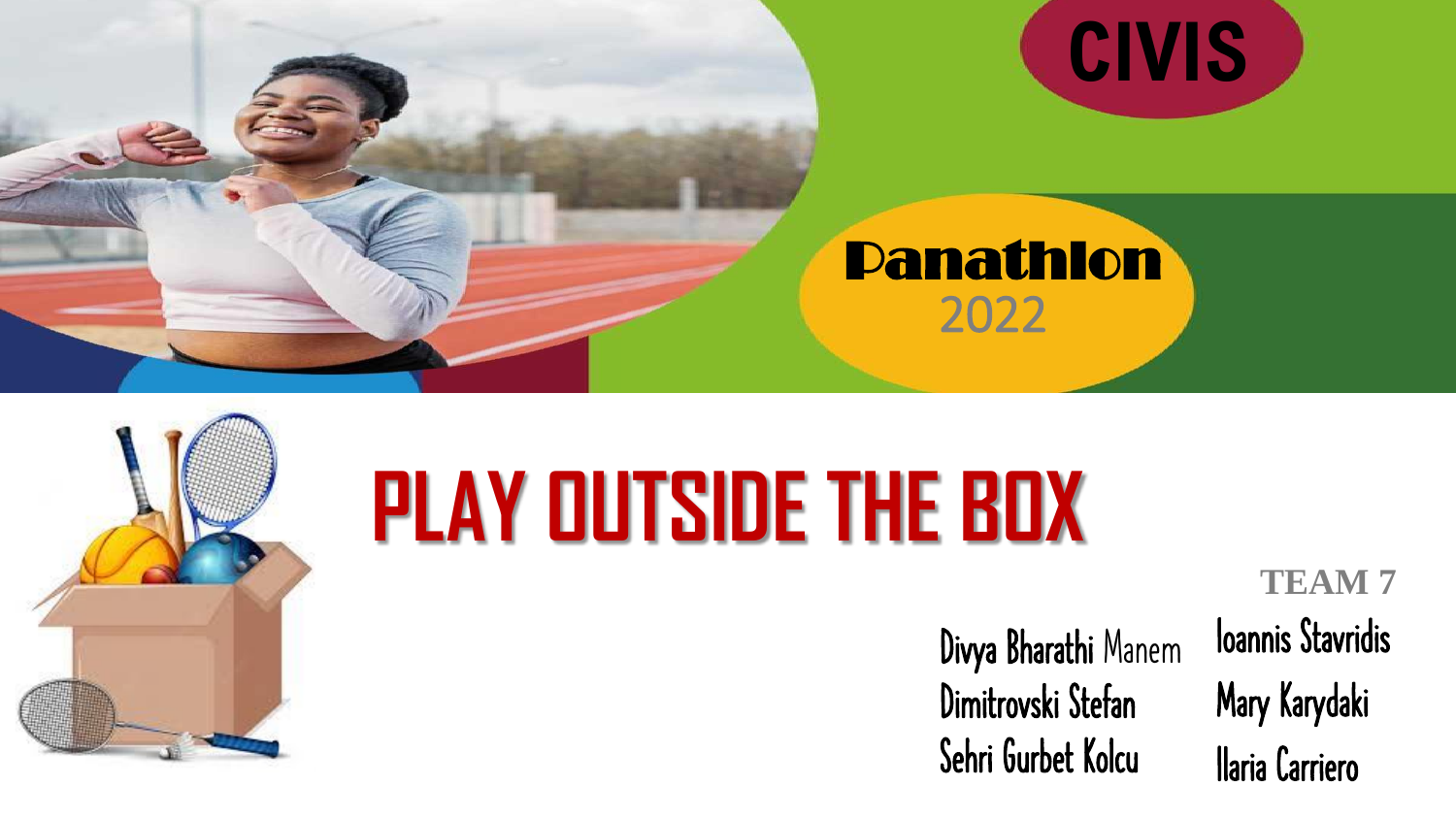CIVIS

Panathlon 2022

# PLAY OUTSIDE THE BOX

**TEAM 7**

Divya Bharathi Manem
Dimitrovski Stefan
Sehri Gurbet Kolcu
Ioannis Stavridis
Mary Karydaki
Ilaria Carriero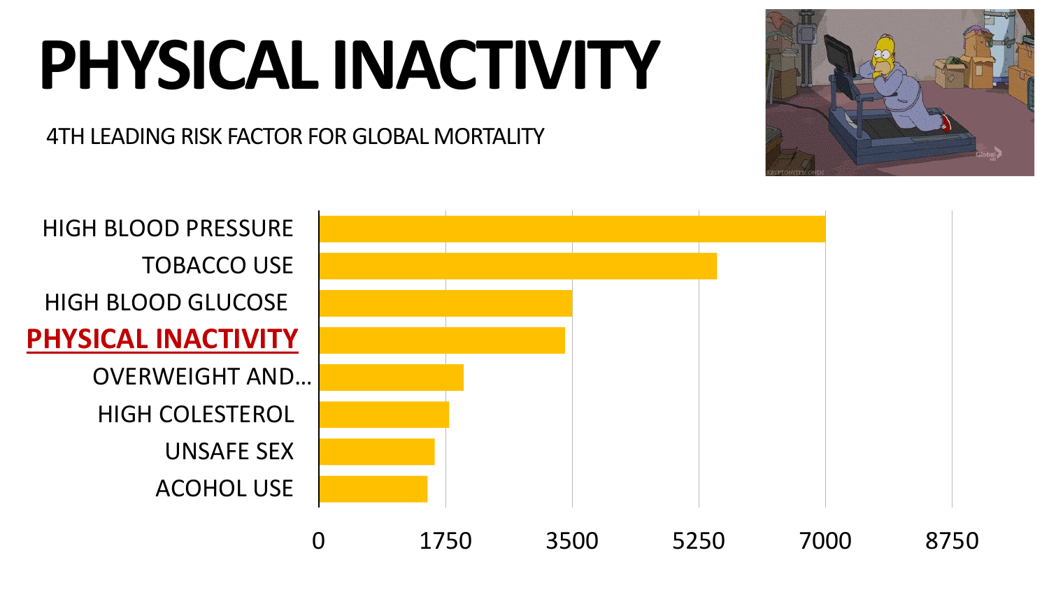# PHYSICAL INACTIVITY

4TH LEADING RISK FACTOR FOR GLOBAL MORTALITY

HIGH BLOOD PRESSURE

TOBACCO USE

HIGH BLOOD GLUCOSE

**PHYSICAL INACTIVITY**

OVERWEIGHT AND…

HIGH COLESTEROL

UNSAFE SEX

ACOHOL USE

0 1750 3500 5250 7000 8750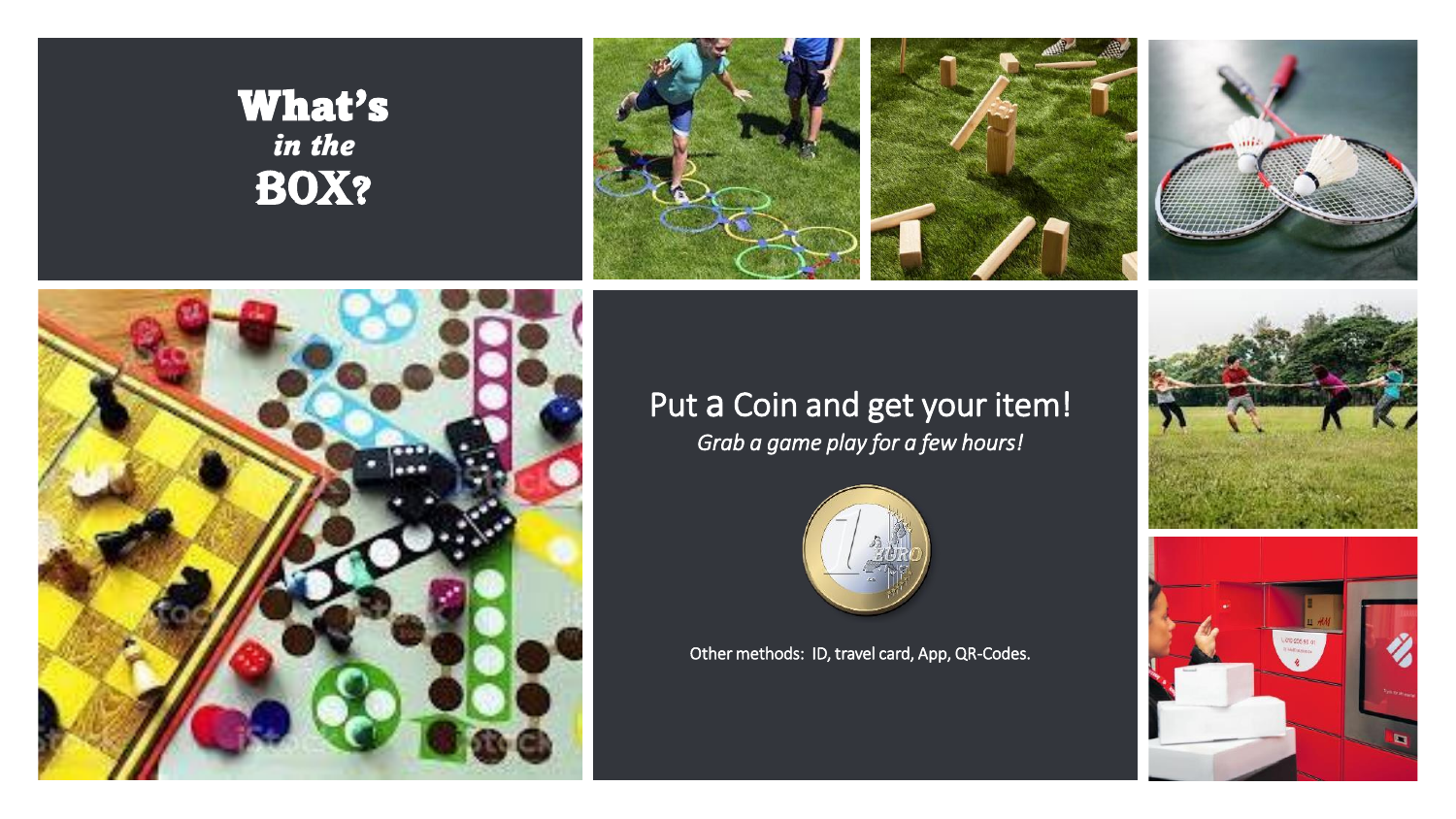# What's *in the* BOX?

## Put a Coin and get your item!

*Grab a game play for a few hours!*

Other methods: ID, travel card, App, QR-Codes.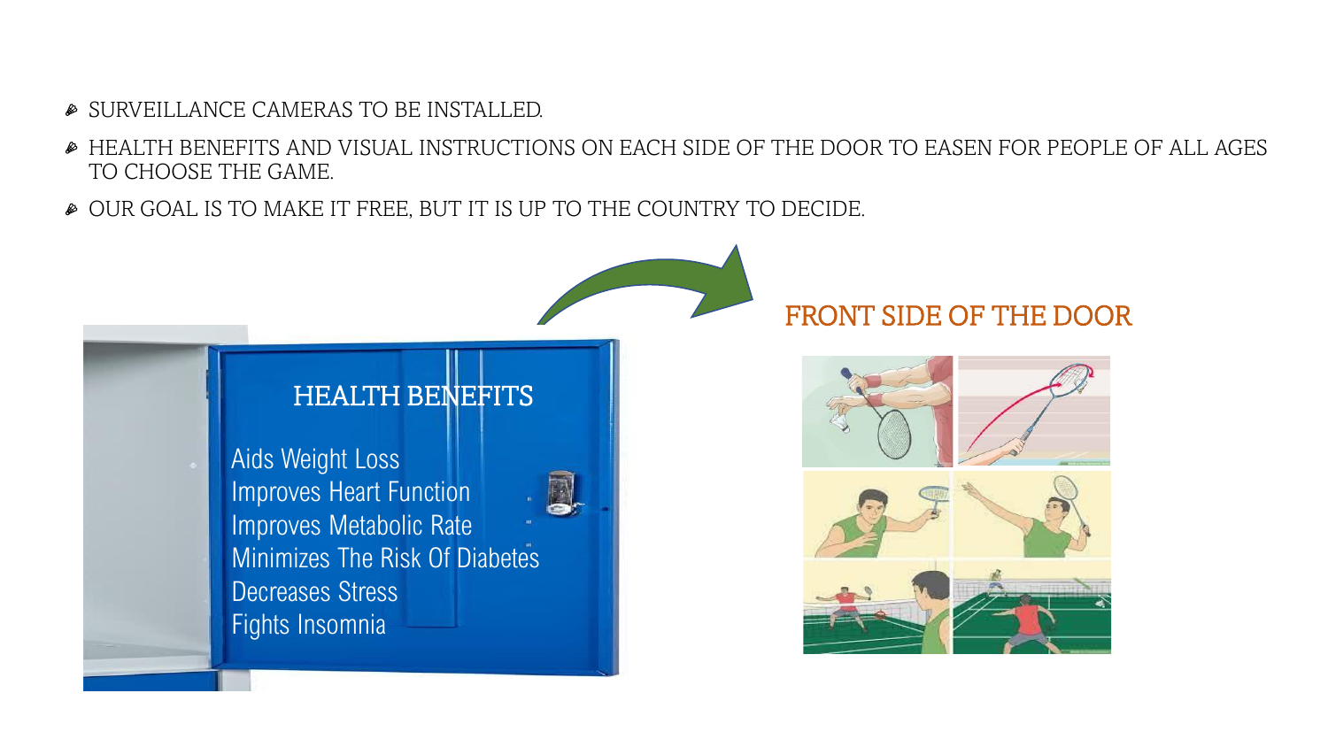- SURVEILLANCE CAMERAS TO BE INSTALLED.
- HEALTH BENEFITS AND VISUAL INSTRUCTIONS ON EACH SIDE OF THE DOOR TO EASEN FOR PEOPLE OF ALL AGES TO CHOOSE THE GAME.
- OUR GOAL IS TO MAKE IT FREE, BUT IT IS UP TO THE COUNTRY TO DECIDE.

HEALTH BENEFITS

Aids Weight Loss
Improves Heart Function
Improves Metabolic Rate
Minimizes The Risk Of Diabetes
Decreases Stress
Fights Insomnia

FRONT SIDE OF THE DOOR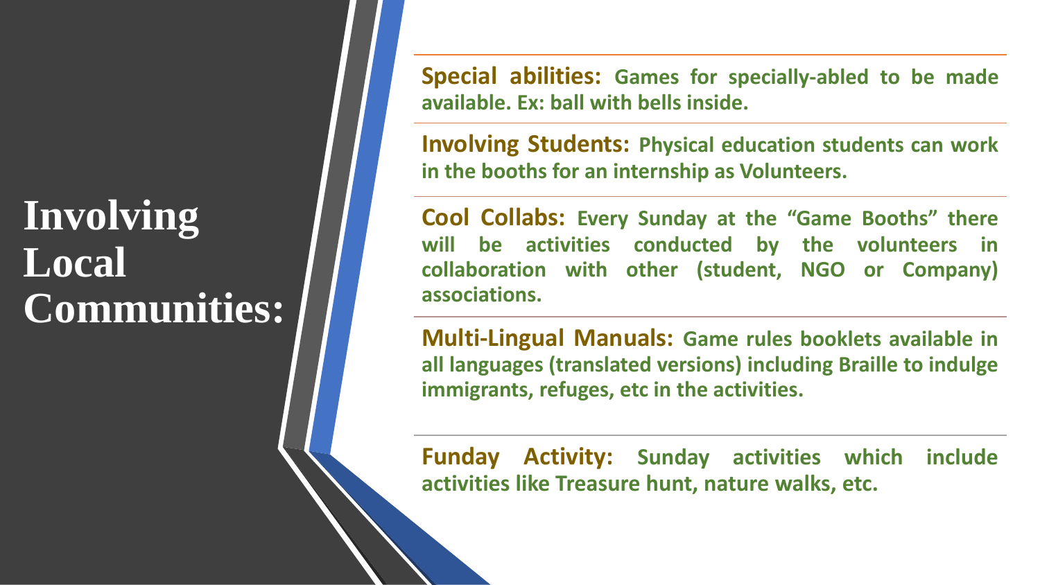# Involving Local Communities:

**Special abilities:** Games for specially-abled to be made available. Ex: ball with bells inside.

**Involving Students:** Physical education students can work in the booths for an internship as Volunteers.

**Cool Collabs:** Every Sunday at the "Game Booths" there will be activities conducted by the volunteers in collaboration with other (student, NGO or Company) associations.

**Multi-Lingual Manuals:** Game rules booklets available in all languages (translated versions) including Braille to indulge immigrants, refuges, etc in the activities.

**Funday Activity:** Sunday activities which include activities like Treasure hunt, nature walks, etc.